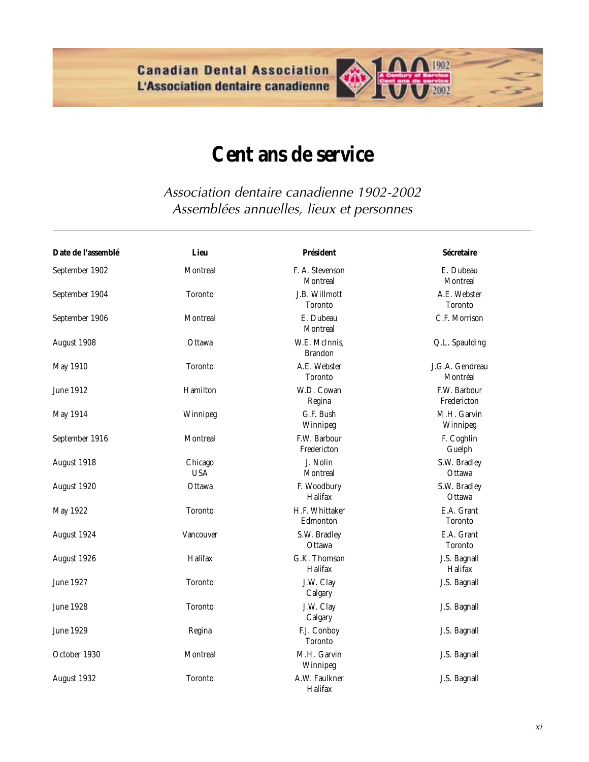# Cent ans de service

*Association dentaire canadienne 1902-2002*
*Assemblées annuelles, lieux et personnes*

| Date de l'assemblé | Lieu | Président | Sécretaire |
|---|---|---|---|
| September 1902 | Montreal | F. A. Stevenson Montreal | E. Dubeau Montreal |
| September 1904 | Toronto | J.B. Willmott Toronto | A.E. Webster Toronto |
| September 1906 | Montreal | E. Dubeau Montreal | C.F. Morrison |
| August 1908 | Ottawa | W.E. McInnis, Brandon | Q.L. Spaulding |
| May 1910 | Toronto | A.E. Webster Toronto | J.G.A. Gendreau Montréal |
| June 1912 | Hamilton | W.D. Cowan Regina | F.W. Barbour Fredericton |
| May 1914 | Winnipeg | G.F. Bush Winnipeg | M.H. Garvin Winnipeg |
| September 1916 | Montreal | F.W. Barbour Fredericton | F. Coghlin Guelph |
| August 1918 | Chicago USA | J. Nolin Montreal | S.W. Bradley Ottawa |
| August 1920 | Ottawa | F. Woodbury Halifax | S.W. Bradley Ottawa |
| May 1922 | Toronto | H.F. Whittaker Edmonton | E.A. Grant Toronto |
| August 1924 | Vancouver | S.W. Bradley Ottawa | E.A. Grant Toronto |
| August 1926 | Halifax | G.K. Thomson Halifax | J.S. Bagnall Halifax |
| June 1927 | Toronto | J.W. Clay Calgary | J.S. Bagnall |
| June 1928 | Toronto | J.W. Clay Calgary | J.S. Bagnall |
| June 1929 | Regina | F.J. Conboy Toronto | J.S. Bagnall |
| October 1930 | Montreal | M.H. Garvin Winnipeg | J.S. Bagnall |
| August 1932 | Toronto | A.W. Faulkner Halifax | J.S. Bagnall |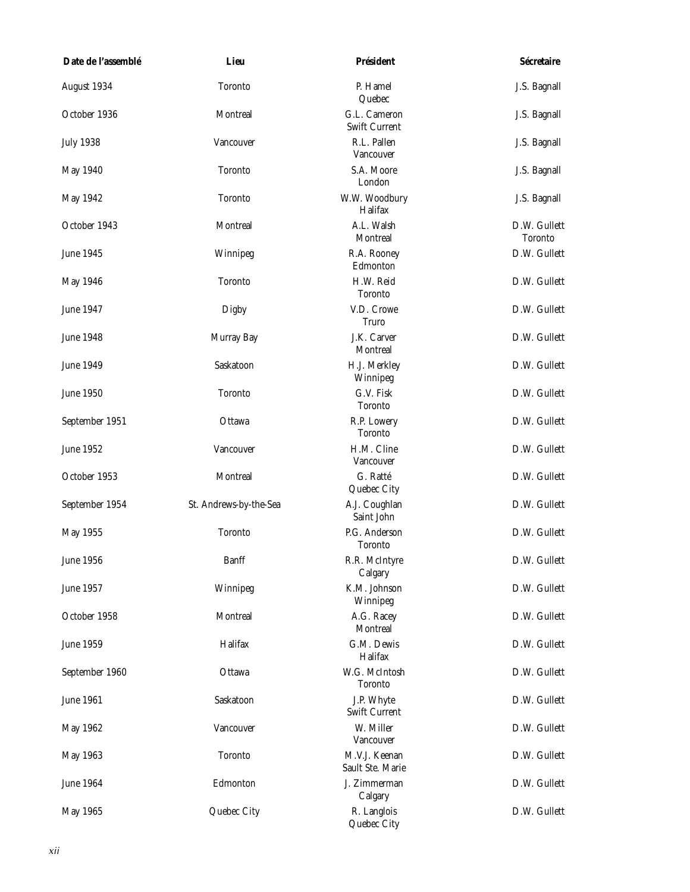| Date de l'assemblé | Lieu | Président | Sécretaire |
|---|---|---|---|
| August 1934 | Toronto | P. Hamel<br>Quebec | J.S. Bagnall |
| October 1936 | Montreal | G.L. Cameron<br>Swift Current | J.S. Bagnall |
| July 1938 | Vancouver | R.L. Pallen<br>Vancouver | J.S. Bagnall |
| May 1940 | Toronto | S.A. Moore<br>London | J.S. Bagnall |
| May 1942 | Toronto | W.W. Woodbury<br>Halifax | J.S. Bagnall |
| October 1943 | Montreal | A.L. Walsh<br>Montreal | D.W. Gullett<br>Toronto |
| June 1945 | Winnipeg | R.A. Rooney<br>Edmonton | D.W. Gullett |
| May 1946 | Toronto | H.W. Reid<br>Toronto | D.W. Gullett |
| June 1947 | Digby | V.D. Crowe<br>Truro | D.W. Gullett |
| June 1948 | Murray Bay | J.K. Carver<br>Montreal | D.W. Gullett |
| June 1949 | Saskatoon | H.J. Merkley<br>Winnipeg | D.W. Gullett |
| June 1950 | Toronto | G.V. Fisk<br>Toronto | D.W. Gullett |
| September 1951 | Ottawa | R.P. Lowery<br>Toronto | D.W. Gullett |
| June 1952 | Vancouver | H.M. Cline<br>Vancouver | D.W. Gullett |
| October 1953 | Montreal | G. Ratté<br>Quebec City | D.W. Gullett |
| September 1954 | St. Andrews-by-the-Sea | A.J. Coughlan<br>Saint John | D.W. Gullett |
| May 1955 | Toronto | P.G. Anderson<br>Toronto | D.W. Gullett |
| June 1956 | Banff | R.R. McIntyre<br>Calgary | D.W. Gullett |
| June 1957 | Winnipeg | K.M. Johnson<br>Winnipeg | D.W. Gullett |
| October 1958 | Montreal | A.G. Racey<br>Montreal | D.W. Gullett |
| June 1959 | Halifax | G.M. Dewis<br>Halifax | D.W. Gullett |
| September 1960 | Ottawa | W.G. McIntosh<br>Toronto | D.W. Gullett |
| June 1961 | Saskatoon | J.P. Whyte<br>Swift Current | D.W. Gullett |
| May 1962 | Vancouver | W. Miller<br>Vancouver | D.W. Gullett |
| May 1963 | Toronto | M.V.J. Keenan<br>Sault Ste. Marie | D.W. Gullett |
| June 1964 | Edmonton | J. Zimmerman<br>Calgary | D.W. Gullett |
| May 1965 | Quebec City | R. Langlois<br>Quebec City | D.W. Gullett |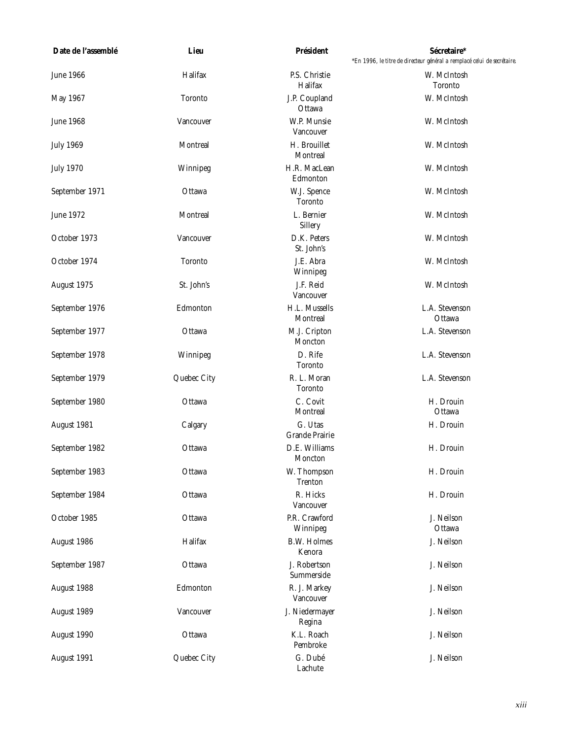| Date de l'assemblé | Lieu | Président | Sécretaire* |
|---|---|---|---|
| | | | *En 1996, le titre de directeur général a remplacé celui de secrétaire. |
| June 1966 | Halifax | P.S. Christie<br>Halifax | W. McIntosh<br>Toronto |
| May 1967 | Toronto | J.P. Coupland<br>Ottawa | W. McIntosh |
| June 1968 | Vancouver | W.P. Munsie<br>Vancouver | W. McIntosh |
| July 1969 | Montreal | H. Brouillet<br>Montreal | W. McIntosh |
| July 1970 | Winnipeg | H.R. MacLean<br>Edmonton | W. McIntosh |
| September 1971 | Ottawa | W.J. Spence<br>Toronto | W. McIntosh |
| June 1972 | Montreal | L. Bernier<br>Sillery | W. McIntosh |
| October 1973 | Vancouver | D.K. Peters<br>St. John's | W. McIntosh |
| October 1974 | Toronto | J.E. Abra<br>Winnipeg | W. McIntosh |
| August 1975 | St. John's | J.F. Reid<br>Vancouver | W. McIntosh |
| September 1976 | Edmonton | H.L. Mussells<br>Montreal | L.A. Stevenson<br>Ottawa |
| September 1977 | Ottawa | M.J. Cripton<br>Moncton | L.A. Stevenson |
| September 1978 | Winnipeg | D. Rife<br>Toronto | L.A. Stevenson |
| September 1979 | Quebec City | R. L. Moran<br>Toronto | L.A. Stevenson |
| September 1980 | Ottawa | C. Covit<br>Montreal | H. Drouin<br>Ottawa |
| August 1981 | Calgary | G. Utas<br>Grande Prairie | H. Drouin |
| September 1982 | Ottawa | D.E. Williams<br>Moncton | H. Drouin |
| September 1983 | Ottawa | W. Thompson<br>Trenton | H. Drouin |
| September 1984 | Ottawa | R. Hicks<br>Vancouver | H. Drouin |
| October 1985 | Ottawa | P.R. Crawford<br>Winnipeg | J. Neilson<br>Ottawa |
| August 1986 | Halifax | B.W. Holmes<br>Kenora | J. Neilson |
| September 1987 | Ottawa | J. Robertson<br>Summerside | J. Neilson |
| August 1988 | Edmonton | R. J. Markey<br>Vancouver | J. Neilson |
| August 1989 | Vancouver | J. Niedermayer<br>Regina | J. Neilson |
| August 1990 | Ottawa | K.L. Roach<br>Pembroke | J. Neilson |
| August 1991 | Quebec City | G. Dubé<br>Lachute | J. Neilson |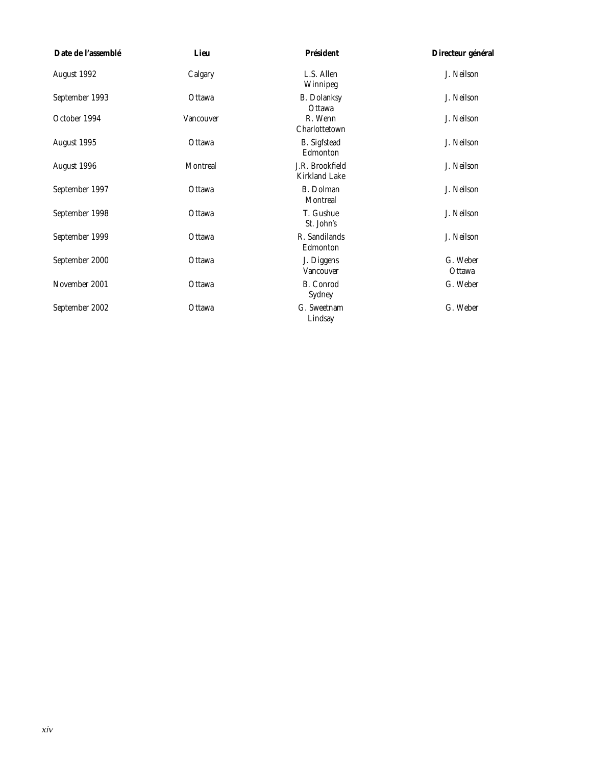| Date de l’assemblé | Lieu | Président | Directeur général |
|---|---|---|---|
| August 1992 | Calgary | L.S. Allen<br>Winnipeg | J. Neilson |
| September 1993 | Ottawa | B. Dolanksy<br>Ottawa | J. Neilson |
| October 1994 | Vancouver | R. Wenn<br>Charlottetown | J. Neilson |
| August 1995 | Ottawa | B. Sigfstead<br>Edmonton | J. Neilson |
| August 1996 | Montreal | J.R. Brookfield<br>Kirkland Lake | J. Neilson |
| September 1997 | Ottawa | B. Dolman<br>Montreal | J. Neilson |
| September 1998 | Ottawa | T. Gushue<br>St. John’s | J. Neilson |
| September 1999 | Ottawa | R. Sandilands<br>Edmonton | J. Neilson |
| September 2000 | Ottawa | J. Diggens<br>Vancouver | G. Weber<br>Ottawa |
| November 2001 | Ottawa | B. Conrod<br>Sydney | G. Weber |
| September 2002 | Ottawa | G. Sweetnam<br>Lindsay | G. Weber |